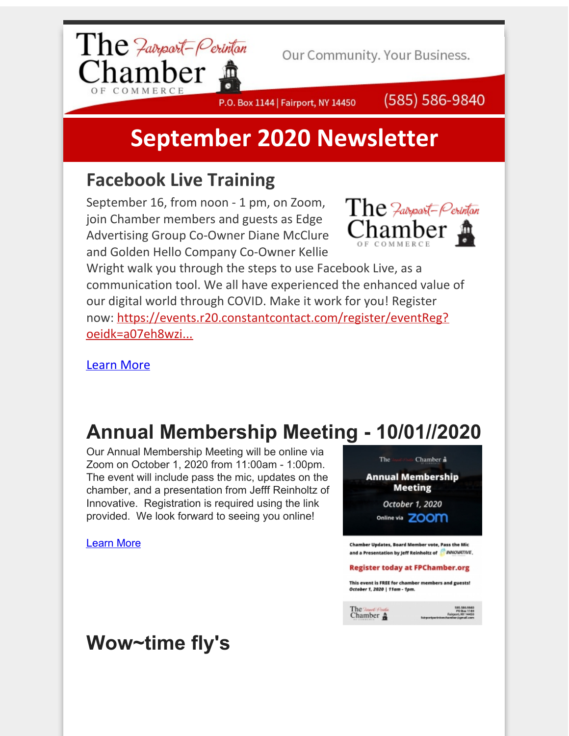The Fairport-Perinton Chamber OF COMMERCE

Our Community. Your Business.

P.O. Box 1144 | Fairport, NY 14450

(585) 586-9840

# September 2020 Newsletter

## Facebook Live Training

September 16, from noon - 1 pm, on Zoom, join Chamber members and guests as Edge Advertising Group Co-Owner Diane McClure and Golden Hello Company Co-Owner Kellie Wright walk you through the steps to use Facebook Live, as a communication tool. We all have experienced the enhanced value of our digital world through COVID. Make it work for you! Register now: https://events.r20.constantcontact.com/register/eventReg?oeidk=a07eh8wzi...

Learn More

## Annual Membership Meeting - 10/01//2020

Our Annual Membership Meeting will be online via Zoom on October 1, 2020 from 11:00am - 1:00pm. The event will include pass the mic, updates on the chamber, and a presentation from Jefff Reinholtz of Innovative. Registration is required using the link provided. We look forward to seeing you online!

Learn More

The Chamber
Annual Membership Meeting
October 1, 2020
Online via ZOOM

Chamber Updates, Board Member vote, Pass the Mic and a Presentation by Jeff Reinholtz of INNOVATIVE.

Register today at FPChamber.org

This event is FREE for chamber members and guests!
October 1, 2020 | 11am - 1pm.

## Wow~time fly's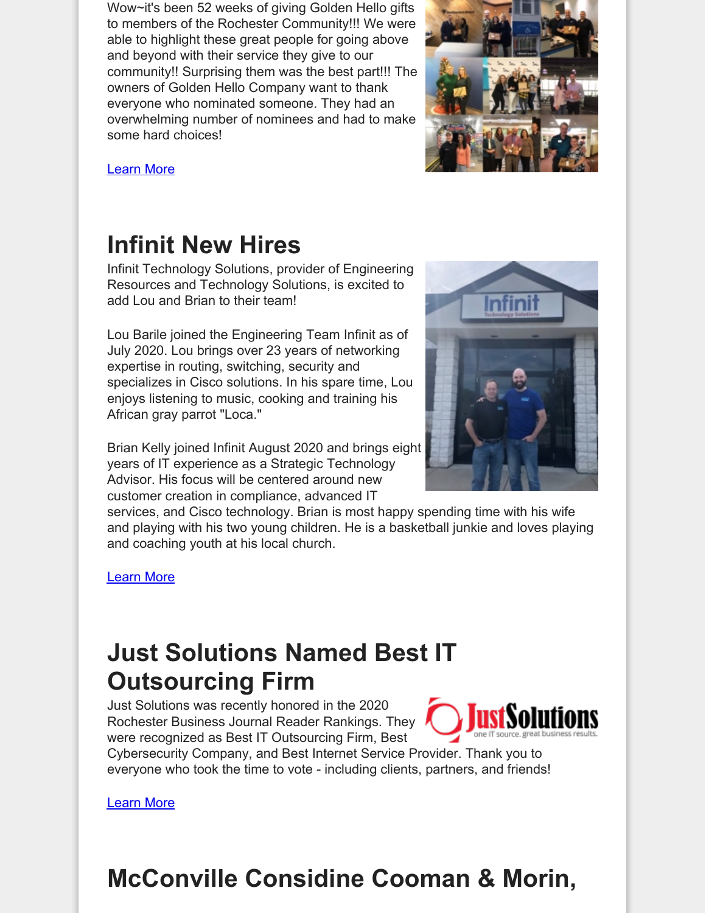Wow~it's been 52 weeks of giving Golden Hello gifts to members of the Rochester Community!!! We were able to highlight these great people for going above and beyond with their service they give to our community!! Surprising them was the best part!!! The owners of Golden Hello Company want to thank everyone who nominated someone. They had an overwhelming number of nominees and had to make some hard choices!

Learn More

# Infinit New Hires

Infinit Technology Solutions, provider of Engineering Resources and Technology Solutions, is excited to add Lou and Brian to their team!

Lou Barile joined the Engineering Team Infinit as of July 2020. Lou brings over 23 years of networking expertise in routing, switching, security and specializes in Cisco solutions. In his spare time, Lou enjoys listening to music, cooking and training his African gray parrot "Loca."

Brian Kelly joined Infinit August 2020 and brings eight years of IT experience as a Strategic Technology Advisor. His focus will be centered around new customer creation in compliance, advanced IT services, and Cisco technology. Brian is most happy spending time with his wife and playing with his two young children. He is a basketball junkie and loves playing and coaching youth at his local church.

Learn More

# Just Solutions Named Best IT Outsourcing Firm

Just Solutions was recently honored in the 2020 Rochester Business Journal Reader Rankings. They were recognized as Best IT Outsourcing Firm, Best Cybersecurity Company, and Best Internet Service Provider. Thank you to everyone who took the time to vote - including clients, partners, and friends!

Learn More

# McConville Considine Cooman & Morin,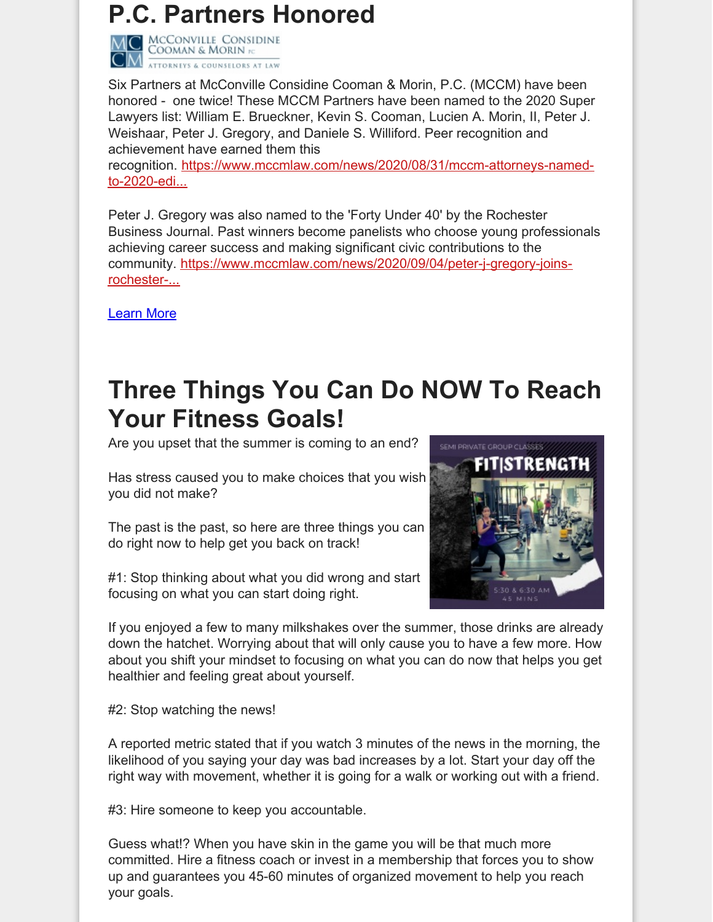# P.C. Partners Honored

Six Partners at McConville Considine Cooman & Morin, P.C. (MCCM) have been honored - one twice! These MCCM Partners have been named to the 2020 Super Lawyers list: William E. Brueckner, Kevin S. Cooman, Lucien A. Morin, II, Peter J. Weishaar, Peter J. Gregory, and Daniele S. Williford. Peer recognition and achievement have earned them this recognition. https://www.mccmlaw.com/news/2020/08/31/mccm-attorneys-named-to-2020-edi...

Peter J. Gregory was also named to the 'Forty Under 40' by the Rochester Business Journal. Past winners become panelists who choose young professionals achieving career success and making significant civic contributions to the community. https://www.mccmlaw.com/news/2020/09/04/peter-j-gregory-joins-rochester-...

Learn More

# Three Things You Can Do NOW To Reach Your Fitness Goals!

Are you upset that the summer is coming to an end?

Has stress caused you to make choices that you wish you did not make?

The past is the past, so here are three things you can do right now to help get you back on track!

#1: Stop thinking about what you did wrong and start focusing on what you can start doing right.

If you enjoyed a few to many milkshakes over the summer, those drinks are already down the hatchet. Worrying about that will only cause you to have a few more. How about you shift your mindset to focusing on what you can do now that helps you get healthier and feeling great about yourself.

#2: Stop watching the news!

A reported metric stated that if you watch 3 minutes of the news in the morning, the likelihood of you saying your day was bad increases by a lot. Start your day off the right way with movement, whether it is going for a walk or working out with a friend.

#3: Hire someone to keep you accountable.

Guess what!? When you have skin in the game you will be that much more committed. Hire a fitness coach or invest in a membership that forces you to show up and guarantees you 45-60 minutes of organized movement to help you reach your goals.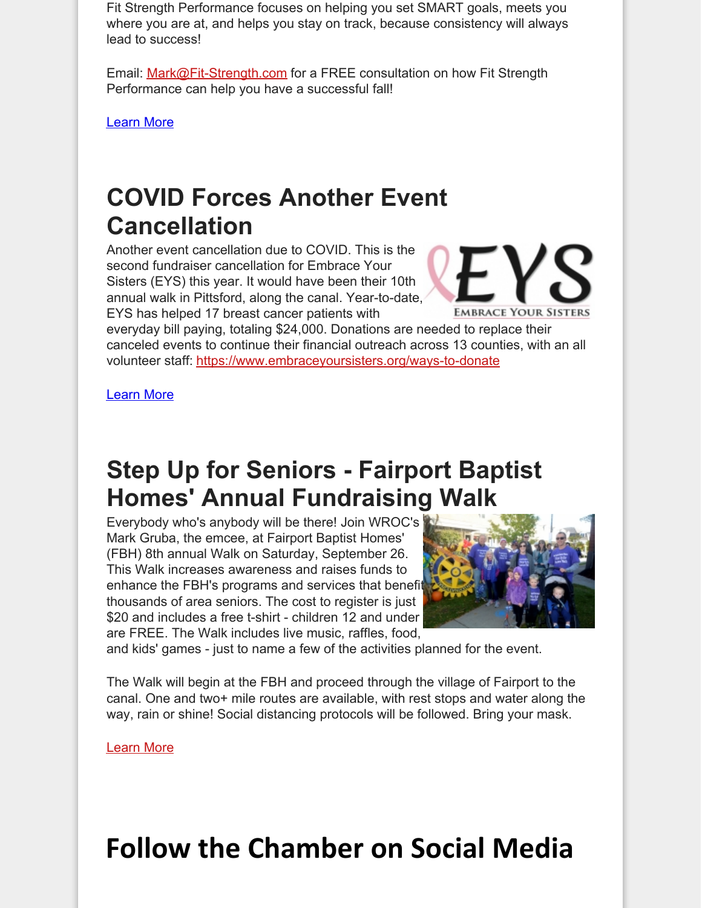Fit Strength Performance focuses on helping you set SMART goals, meets you where you are at, and helps you stay on track, because consistency will always lead to success!

Email: Mark@Fit-Strength.com for a FREE consultation on how Fit Strength Performance can help you have a successful fall!

Learn More

## COVID Forces Another Event Cancellation

Another event cancellation due to COVID. This is the second fundraiser cancellation for Embrace Your Sisters (EYS) this year. It would have been their 10th annual walk in Pittsford, along the canal. Year-to-date, EYS has helped 17 breast cancer patients with everyday bill paying, totaling $24,000. Donations are needed to replace their canceled events to continue their financial outreach across 13 counties, with an all volunteer staff: https://www.embraceyoursisters.org/ways-to-donate

Learn More

## Step Up for Seniors - Fairport Baptist Homes' Annual Fundraising Walk

Everybody who's anybody will be there! Join WROC's Mark Gruba, the emcee, at Fairport Baptist Homes' (FBH) 8th annual Walk on Saturday, September 26. This Walk increases awareness and raises funds to enhance the FBH's programs and services that benefit thousands of area seniors. The cost to register is just $20 and includes a free t-shirt - children 12 and under are FREE. The Walk includes live music, raffles, food, and kids' games - just to name a few of the activities planned for the event.

The Walk will begin at the FBH and proceed through the village of Fairport to the canal. One and two+ mile routes are available, with rest stops and water along the way, rain or shine! Social distancing protocols will be followed. Bring your mask.

Learn More

# Follow the Chamber on Social Media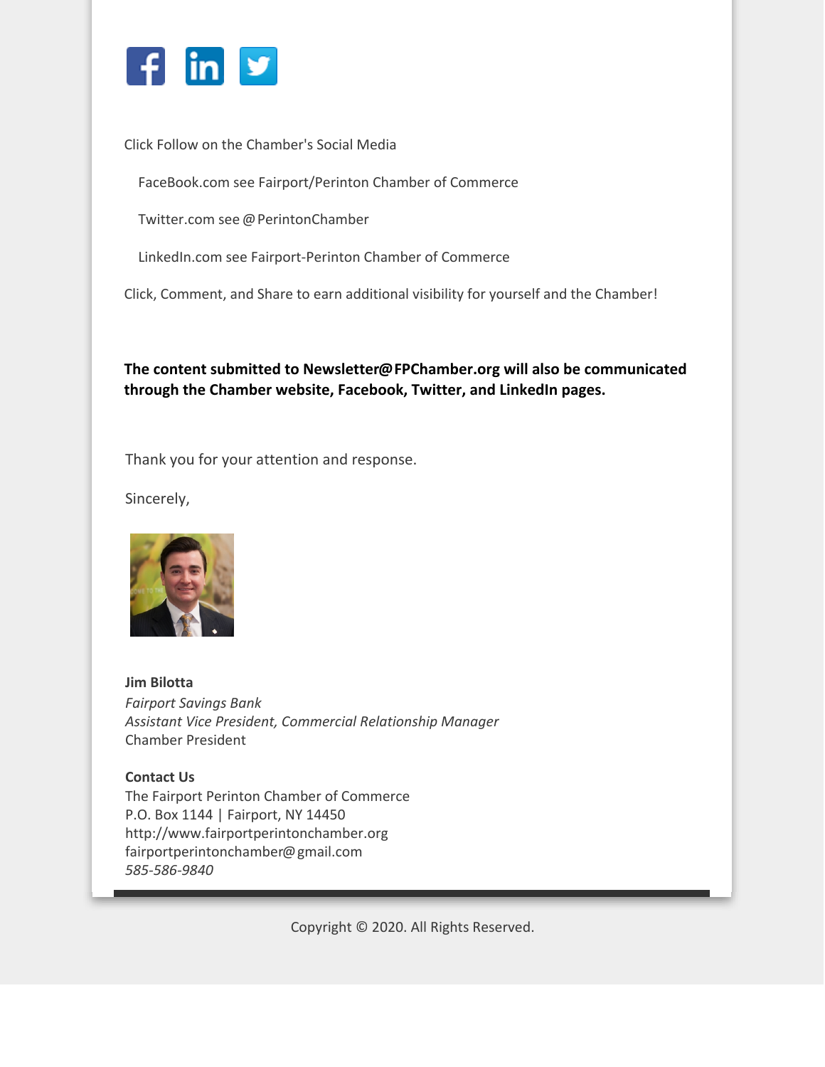Click Follow on the Chamber's Social Media

FaceBook.com see Fairport/Perinton Chamber of Commerce

Twitter.com see @PerintonChamber

LinkedIn.com see Fairport-Perinton Chamber of Commerce

Click, Comment, and Share to earn additional visibility for yourself and the Chamber!

**The content submitted to Newsletter@FPChamber.org will also be communicated through the Chamber website, Facebook, Twitter, and LinkedIn pages.**

Thank you for your attention and response.

Sincerely,

**Jim Bilotta**
*Fairport Savings Bank*
*Assistant Vice President, Commercial Relationship Manager*
Chamber President

**Contact Us**
The Fairport Perinton Chamber of Commerce
P.O. Box 1144 | Fairport, NY 14450
http://www.fairportperintonchamber.org
fairportperintonchamber@gmail.com
*585-586-9840*

Copyright © 2020. All Rights Reserved.